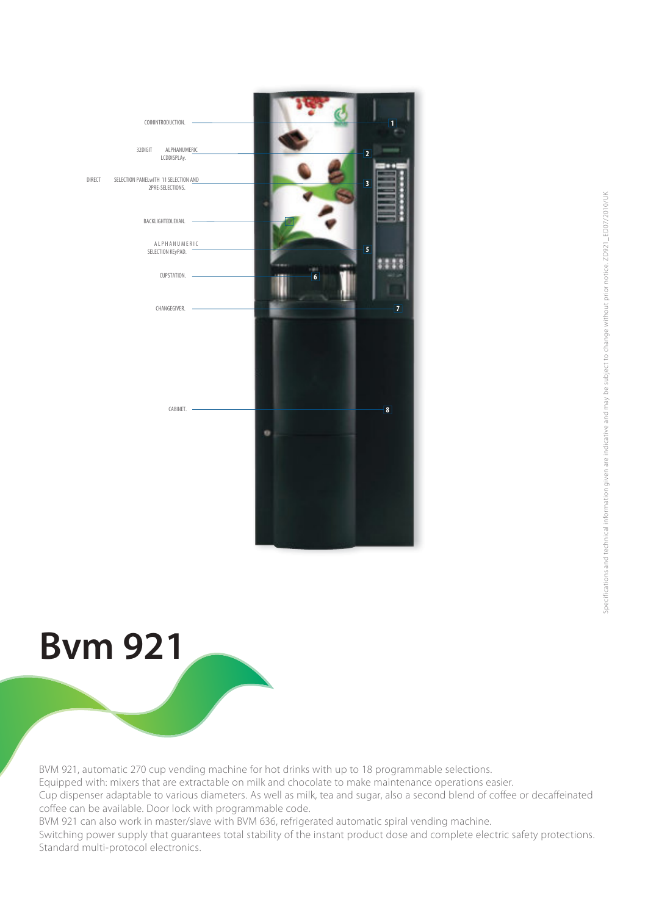COININTRODUCTION. 1

32DIGIT ALPHANUMERIC LCDDISPLAy. 2

DIRECT SELECTION PANELwITH 11 SELECTION AND 2PRE-SELECTIONS. 3

BACKLIGHTEDLEXAN.

ALPHANUMERIC SELECTION KEyPAD. 5

CUPSTATION. 6

CHANGEGIVER. 7

CABINET. 8

# Bvm 921

BVM 921, automatic 270 cup vending machine for hot drinks with up to 18 programmable selections.
Equipped with: mixers that are extractable on milk and chocolate to make maintenance operations easier.
Cup dispenser adaptable to various diameters. As well as milk, tea and sugar, also a second blend of coffee or decaffeinated coffee can be available. Door lock with programmable code.
BVM 921 can also work in master/slave with BVM 636, refrigerated automatic spiral vending machine.
Switching power supply that guarantees total stability of the instant product dose and complete electric safety protections.
Standard multi-protocol electronics.

Specifications and technical information given are indicative and may be subject to change without prior notice. ZD921_ED07/2010/UK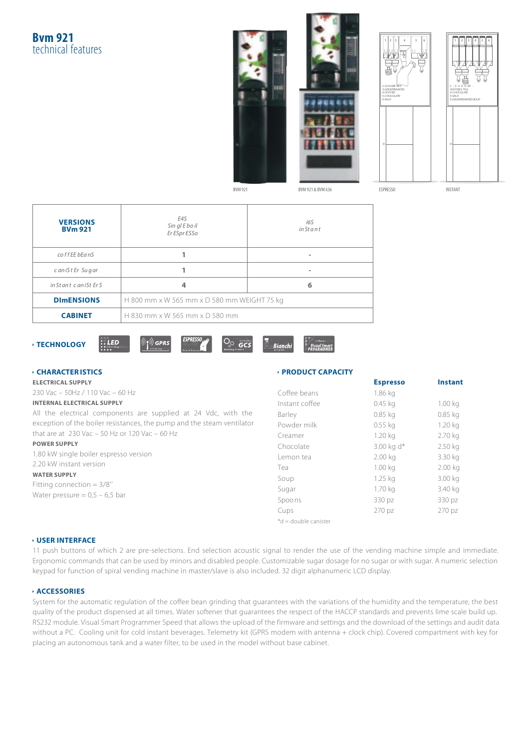# Bvm 921
## technical features

BVM 921

BVM 921 & BVM 636

ESPRESSO

INSTANT

| VERSIONS BVm 921 | E4S Single boiler Espresso | i6S instant |
|---|---|---|
| coffee beans | 1 | - |
| canister Sugar | 1 | - |
| instant canisters | 4 | 6 |
| **DIMENSIONS** | H 800 mm x W 565 mm x D 580 mm WEIGHT 75 kg | |
| **CABINET** | H 830 mm x W 565 mm x D 580 mm | |

### TECHNOLOGY

LED · GPRS · ESPRESSO · GCS · Bianchi · Visual Smart PROGRAMMER

### CHARACTERISTICS

**ELECTRICAL SUPPLY**
230 Vac – 50Hz / 110 Vac – 60 Hz

**INTERNAL ELECTRICAL SUPPLY**
All the electrical components are supplied at 24 Vdc, with the exception of the boiler resistances, the pump and the steam ventilator that are at 230 Vac – 50 Hz or 120 Vac – 60 Hz

**POWER SUPPLY**
1.80 kW single boiler espresso version
2.20 kW instant version

**WATER SUPPLY**
Fitting connection = 3/8"
Water pressure = 0,5 – 6,5 bar

### PRODUCT CAPACITY

| | Espresso | Instant |
|---|---|---|
| Coffee beans | 1.86 kg | |
| Instant coffee | 0.45 kg | 1.00 kg |
| Barley | 0.85 kg | 0.85 kg |
| Powder milk | 0.55 kg | 1.20 kg |
| Creamer | 1.20 kg | 2.70 kg |
| Chocolate | 3.00 kg d* | 2.50 kg |
| Lemon tea | 2.00 kg | 3.30 kg |
| Tea | 1.00 kg | 2.00 kg |
| Soup | 1.25 kg | 3.00 kg |
| Sugar | 1.70 kg | 3.40 kg |
| Spoons | 330 pz | 330 pz |
| Cups | 270 pz | 270 pz |

*d = double canister

### USER INTERFACE

11 push buttons of which 2 are pre-selections. End selection acoustic signal to render the use of the vending machine simple and immediate. Ergonomic commands that can be used by minors and disabled people. Customizable sugar dosage for no sugar or with sugar. A numeric selection keypad for function of spiral vending machine in master/slave is also included. 32 digit alphanumeric LCD display.

### ACCESSORIES

System for the automatic regulation of the coffee bean grinding that guarantees with the variations of the humidity and the temperature, the best quality of the product dispensed at all times. Water softener that guarantees the respect of the HACCP standards and prevents lime scale build up. RS232 module. Visual Smart Programmer Speed that allows the upload of the firmware and settings and the download of the settings and audit data without a PC. Cooling unit for cold instant beverages. Telemetry kit (GPRS modem with antenna + clock chip). Covered compartment with key for placing an autonomous tank and a water filter, to be used in the model without base cabinet.